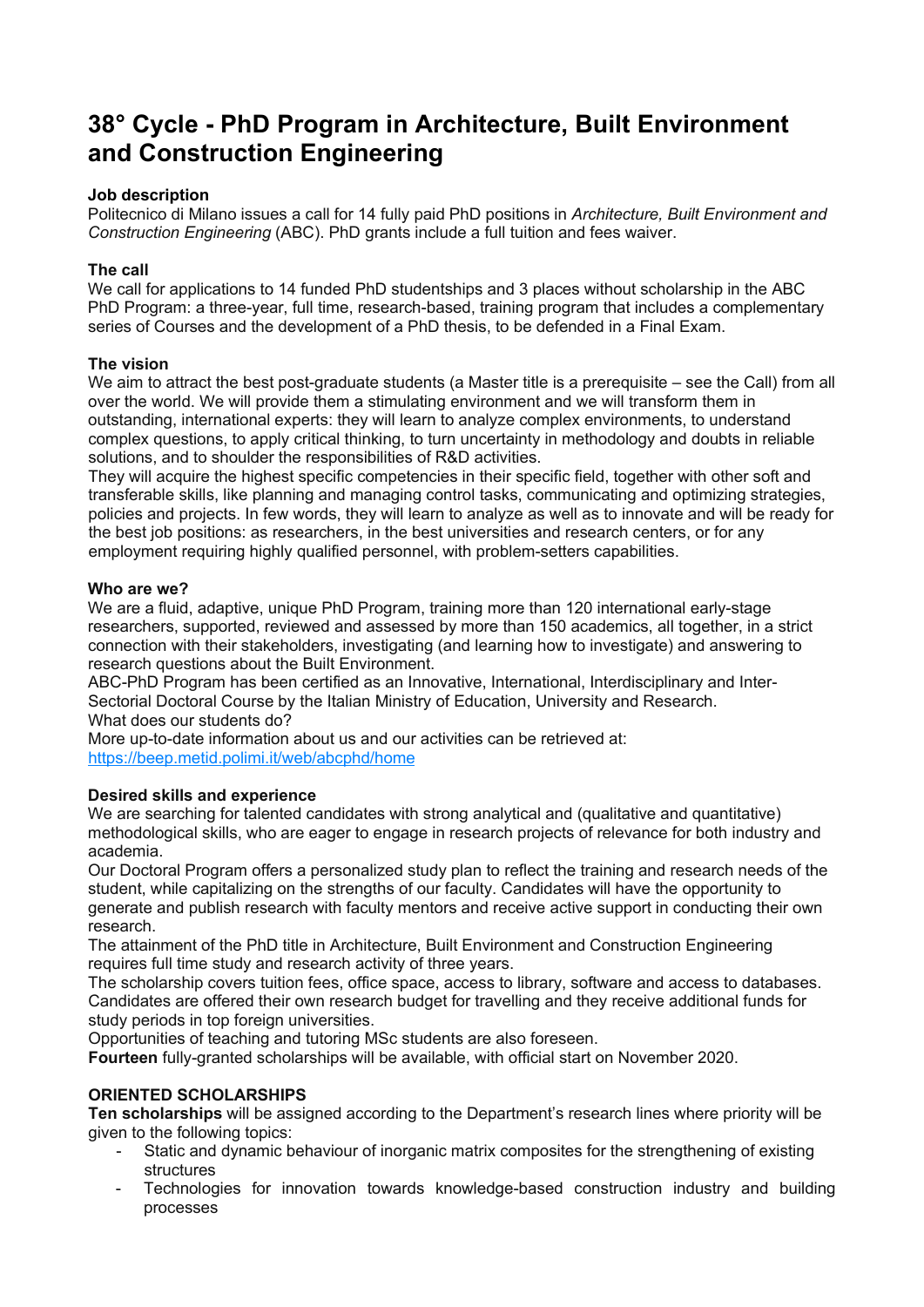# 38° Cycle - PhD Program in Architecture, Built Environment and Construction Engineering

**Job description**
Politecnico di Milano issues a call for 14 fully paid PhD positions in *Architecture, Built Environment and Construction Engineering* (ABC). PhD grants include a full tuition and fees waiver.

**The call**
We call for applications to 14 funded PhD studentships and 3 places without scholarship in the ABC PhD Program: a three-year, full time, research-based, training program that includes a complementary series of Courses and the development of a PhD thesis, to be defended in a Final Exam.

**The vision**
We aim to attract the best post-graduate students (a Master title is a prerequisite – see the Call) from all over the world. We will provide them a stimulating environment and we will transform them in outstanding, international experts: they will learn to analyze complex environments, to understand complex questions, to apply critical thinking, to turn uncertainty in methodology and doubts in reliable solutions, and to shoulder the responsibilities of R&D activities.
They will acquire the highest specific competencies in their specific field, together with other soft and transferable skills, like planning and managing control tasks, communicating and optimizing strategies, policies and projects. In few words, they will learn to analyze as well as to innovate and will be ready for the best job positions: as researchers, in the best universities and research centers, or for any employment requiring highly qualified personnel, with problem-setters capabilities.

**Who are we?**
We are a fluid, adaptive, unique PhD Program, training more than 120 international early-stage researchers, supported, reviewed and assessed by more than 150 academics, all together, in a strict connection with their stakeholders, investigating (and learning how to investigate) and answering to research questions about the Built Environment.
ABC-PhD Program has been certified as an Innovative, International, Interdisciplinary and Inter-Sectorial Doctoral Course by the Italian Ministry of Education, University and Research.
What does our students do?
More up-to-date information about us and our activities can be retrieved at:
https://beep.metid.polimi.it/web/abcphd/home

**Desired skills and experience**
We are searching for talented candidates with strong analytical and (qualitative and quantitative) methodological skills, who are eager to engage in research projects of relevance for both industry and academia.
Our Doctoral Program offers a personalized study plan to reflect the training and research needs of the student, while capitalizing on the strengths of our faculty. Candidates will have the opportunity to generate and publish research with faculty mentors and receive active support in conducting their own research.
The attainment of the PhD title in Architecture, Built Environment and Construction Engineering requires full time study and research activity of three years.
The scholarship covers tuition fees, office space, access to library, software and access to databases. Candidates are offered their own research budget for travelling and they receive additional funds for study periods in top foreign universities.
Opportunities of teaching and tutoring MSc students are also foreseen.
**Fourteen** fully-granted scholarships will be available, with official start on November 2020.

**ORIENTED SCHOLARSHIPS**
**Ten scholarships** will be assigned according to the Department's research lines where priority will be given to the following topics:

- Static and dynamic behaviour of inorganic matrix composites for the strengthening of existing structures
- Technologies for innovation towards knowledge-based construction industry and building processes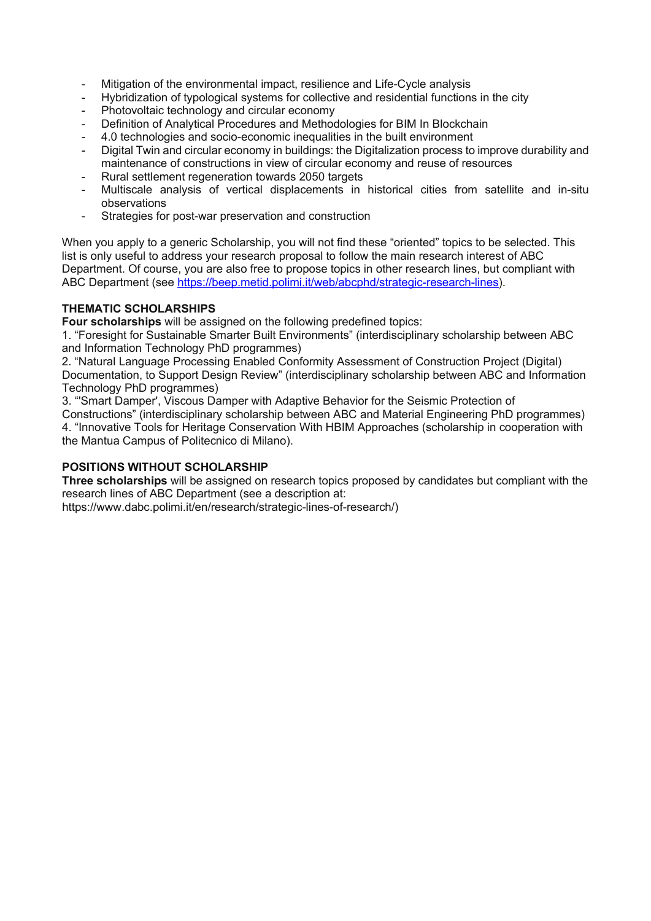- Mitigation of the environmental impact, resilience and Life-Cycle analysis
- Hybridization of typological systems for collective and residential functions in the city
- Photovoltaic technology and circular economy
- Definition of Analytical Procedures and Methodologies for BIM In Blockchain
- 4.0 technologies and socio-economic inequalities in the built environment
- Digital Twin and circular economy in buildings: the Digitalization process to improve durability and maintenance of constructions in view of circular economy and reuse of resources
- Rural settlement regeneration towards 2050 targets
- Multiscale analysis of vertical displacements in historical cities from satellite and in-situ observations
- Strategies for post-war preservation and construction

When you apply to a generic Scholarship, you will not find these "oriented" topics to be selected. This list is only useful to address your research proposal to follow the main research interest of ABC Department. Of course, you are also free to propose topics in other research lines, but compliant with ABC Department (see https://beep.metid.polimi.it/web/abcphd/strategic-research-lines).

**THEMATIC SCHOLARSHIPS**

**Four scholarships** will be assigned on the following predefined topics:

1. "Foresight for Sustainable Smarter Built Environments" (interdisciplinary scholarship between ABC and Information Technology PhD programmes)
2. "Natural Language Processing Enabled Conformity Assessment of Construction Project (Digital) Documentation, to Support Design Review" (interdisciplinary scholarship between ABC and Information Technology PhD programmes)
3. "'Smart Damper', Viscous Damper with Adaptive Behavior for the Seismic Protection of Constructions" (interdisciplinary scholarship between ABC and Material Engineering PhD programmes)
4. "Innovative Tools for Heritage Conservation With HBIM Approaches (scholarship in cooperation with the Mantua Campus of Politecnico di Milano).

**POSITIONS WITHOUT SCHOLARSHIP**

**Three scholarships** will be assigned on research topics proposed by candidates but compliant with the research lines of ABC Department (see a description at: https://www.dabc.polimi.it/en/research/strategic-lines-of-research/)